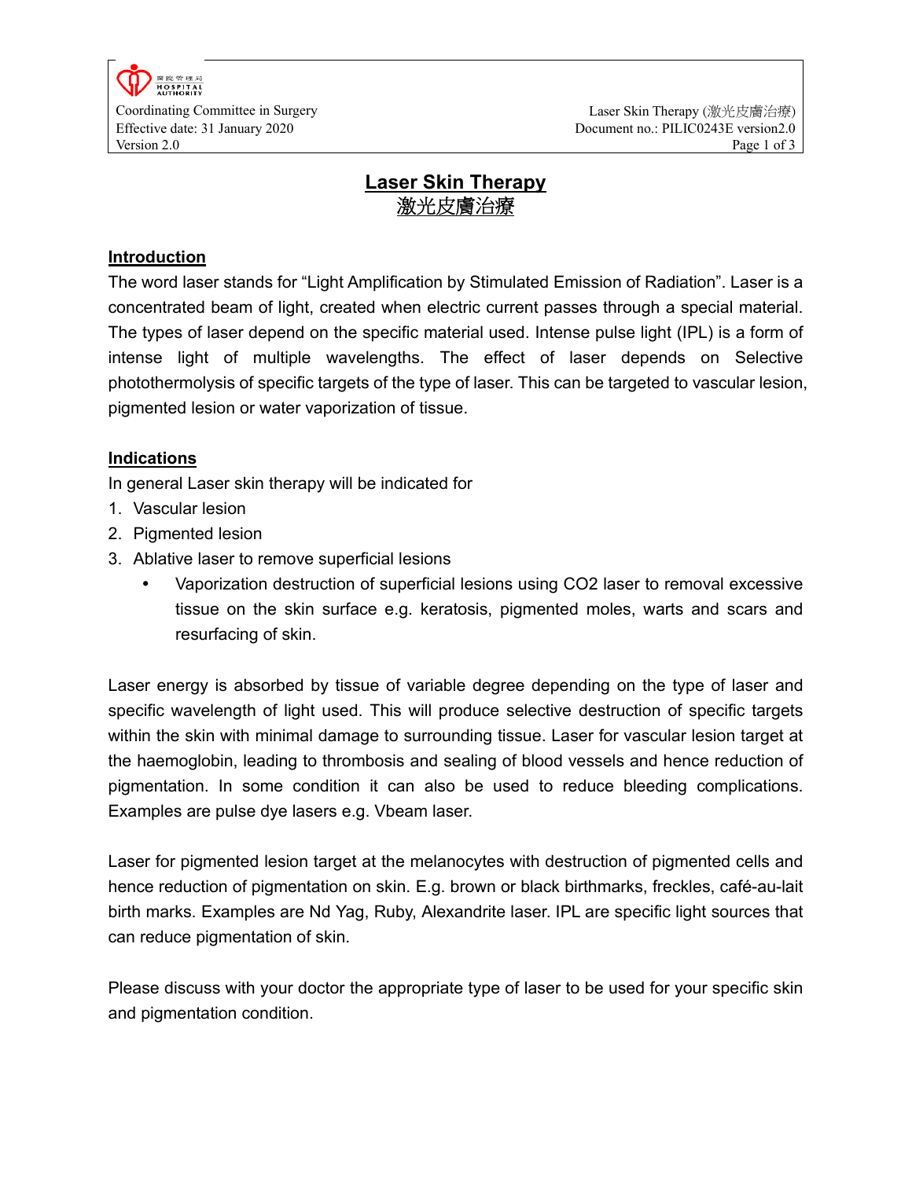# Laser Skin Therapy
# 激光皮膚治療

## Introduction

The word laser stands for “Light Amplification by Stimulated Emission of Radiation”. Laser is a concentrated beam of light, created when electric current passes through a special material. The types of laser depend on the specific material used. Intense pulse light (IPL) is a form of intense light of multiple wavelengths. The effect of laser depends on Selective photothermolysis of specific targets of the type of laser. This can be targeted to vascular lesion, pigmented lesion or water vaporization of tissue.

## Indications

In general Laser skin therapy will be indicated for

1. Vascular lesion
2. Pigmented lesion
3. Ablative laser to remove superficial lesions
   - Vaporization destruction of superficial lesions using CO2 laser to removal excessive tissue on the skin surface e.g. keratosis, pigmented moles, warts and scars and resurfacing of skin.

Laser energy is absorbed by tissue of variable degree depending on the type of laser and specific wavelength of light used. This will produce selective destruction of specific targets within the skin with minimal damage to surrounding tissue. Laser for vascular lesion target at the haemoglobin, leading to thrombosis and sealing of blood vessels and hence reduction of pigmentation. In some condition it can also be used to reduce bleeding complications. Examples are pulse dye lasers e.g. Vbeam laser.

Laser for pigmented lesion target at the melanocytes with destruction of pigmented cells and hence reduction of pigmentation on skin. E.g. brown or black birthmarks, freckles, café-au-lait birth marks. Examples are Nd Yag, Ruby, Alexandrite laser. IPL are specific light sources that can reduce pigmentation of skin.

Please discuss with your doctor the appropriate type of laser to be used for your specific skin and pigmentation condition.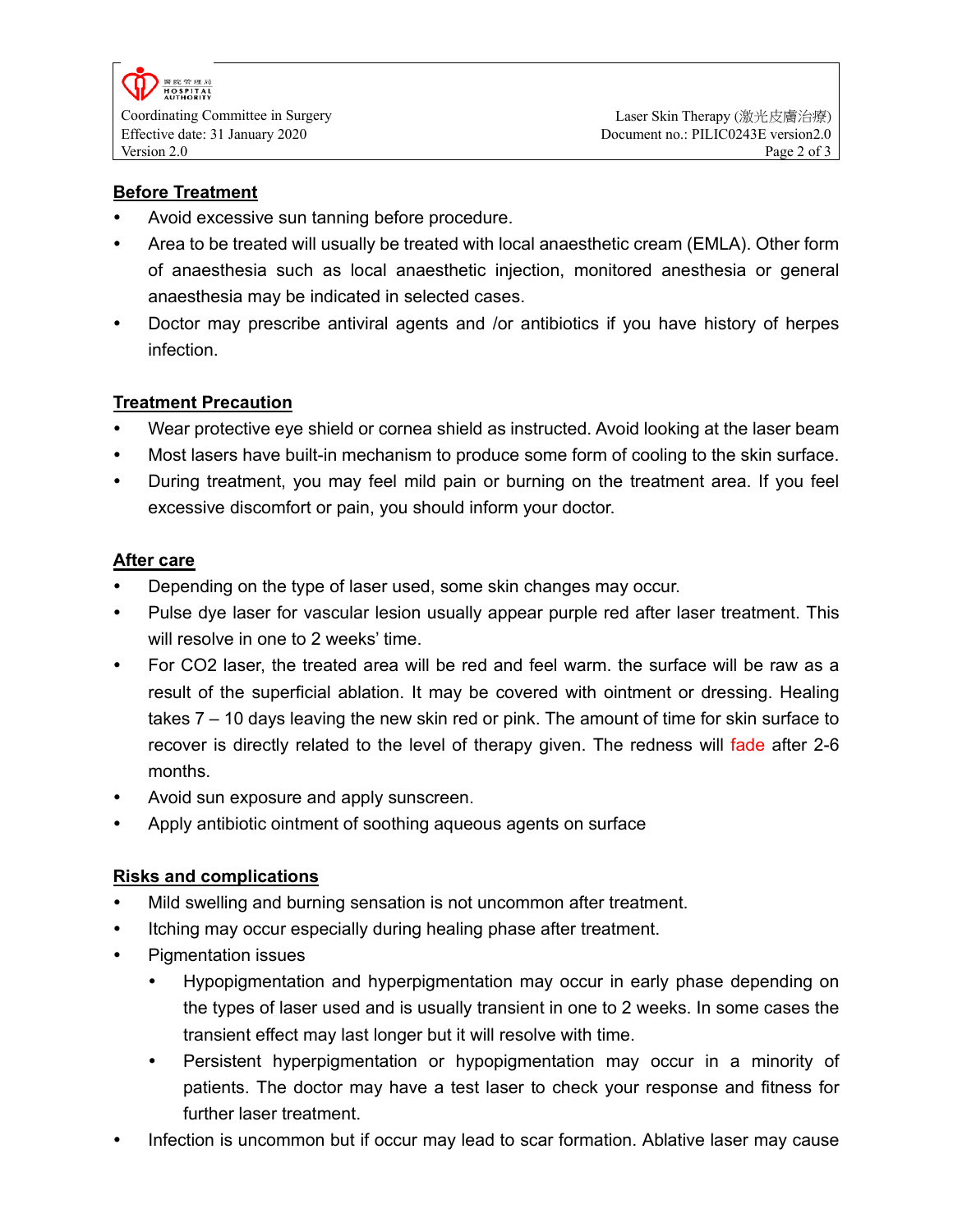## Before Treatment

- Avoid excessive sun tanning before procedure.
- Area to be treated will usually be treated with local anaesthetic cream (EMLA). Other form of anaesthesia such as local anaesthetic injection, monitored anesthesia or general anaesthesia may be indicated in selected cases.
- Doctor may prescribe antiviral agents and /or antibiotics if you have history of herpes infection.

## Treatment Precaution

- Wear protective eye shield or cornea shield as instructed. Avoid looking at the laser beam
- Most lasers have built-in mechanism to produce some form of cooling to the skin surface.
- During treatment, you may feel mild pain or burning on the treatment area. If you feel excessive discomfort or pain, you should inform your doctor.

## After care

- Depending on the type of laser used, some skin changes may occur.
- Pulse dye laser for vascular lesion usually appear purple red after laser treatment. This will resolve in one to 2 weeks' time.
- For CO2 laser, the treated area will be red and feel warm. the surface will be raw as a result of the superficial ablation. It may be covered with ointment or dressing. Healing takes 7 – 10 days leaving the new skin red or pink. The amount of time for skin surface to recover is directly related to the level of therapy given. The redness will fade after 2-6 months.
- Avoid sun exposure and apply sunscreen.
- Apply antibiotic ointment of soothing aqueous agents on surface

## Risks and complications

- Mild swelling and burning sensation is not uncommon after treatment.
- Itching may occur especially during healing phase after treatment.
- Pigmentation issues
  - Hypopigmentation and hyperpigmentation may occur in early phase depending on the types of laser used and is usually transient in one to 2 weeks. In some cases the transient effect may last longer but it will resolve with time.
  - Persistent hyperpigmentation or hypopigmentation may occur in a minority of patients. The doctor may have a test laser to check your response and fitness for further laser treatment.
- Infection is uncommon but if occur may lead to scar formation. Ablative laser may cause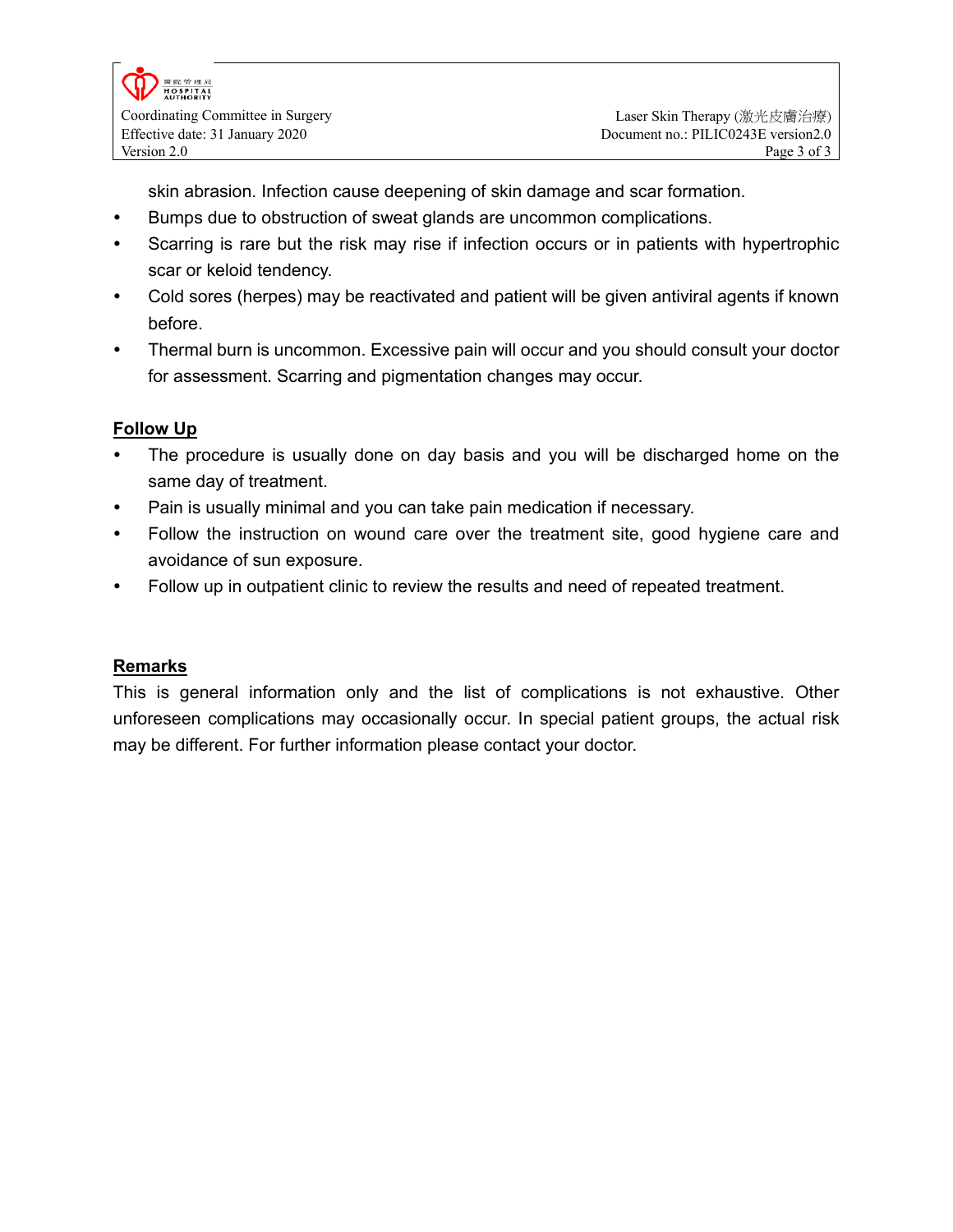skin abrasion. Infection cause deepening of skin damage and scar formation.

- Bumps due to obstruction of sweat glands are uncommon complications.
- Scarring is rare but the risk may rise if infection occurs or in patients with hypertrophic scar or keloid tendency.
- Cold sores (herpes) may be reactivated and patient will be given antiviral agents if known before.
- Thermal burn is uncommon. Excessive pain will occur and you should consult your doctor for assessment. Scarring and pigmentation changes may occur.

## Follow Up

- The procedure is usually done on day basis and you will be discharged home on the same day of treatment.
- Pain is usually minimal and you can take pain medication if necessary.
- Follow the instruction on wound care over the treatment site, good hygiene care and avoidance of sun exposure.
- Follow up in outpatient clinic to review the results and need of repeated treatment.

## Remarks

This is general information only and the list of complications is not exhaustive. Other unforeseen complications may occasionally occur. In special patient groups, the actual risk may be different. For further information please contact your doctor.